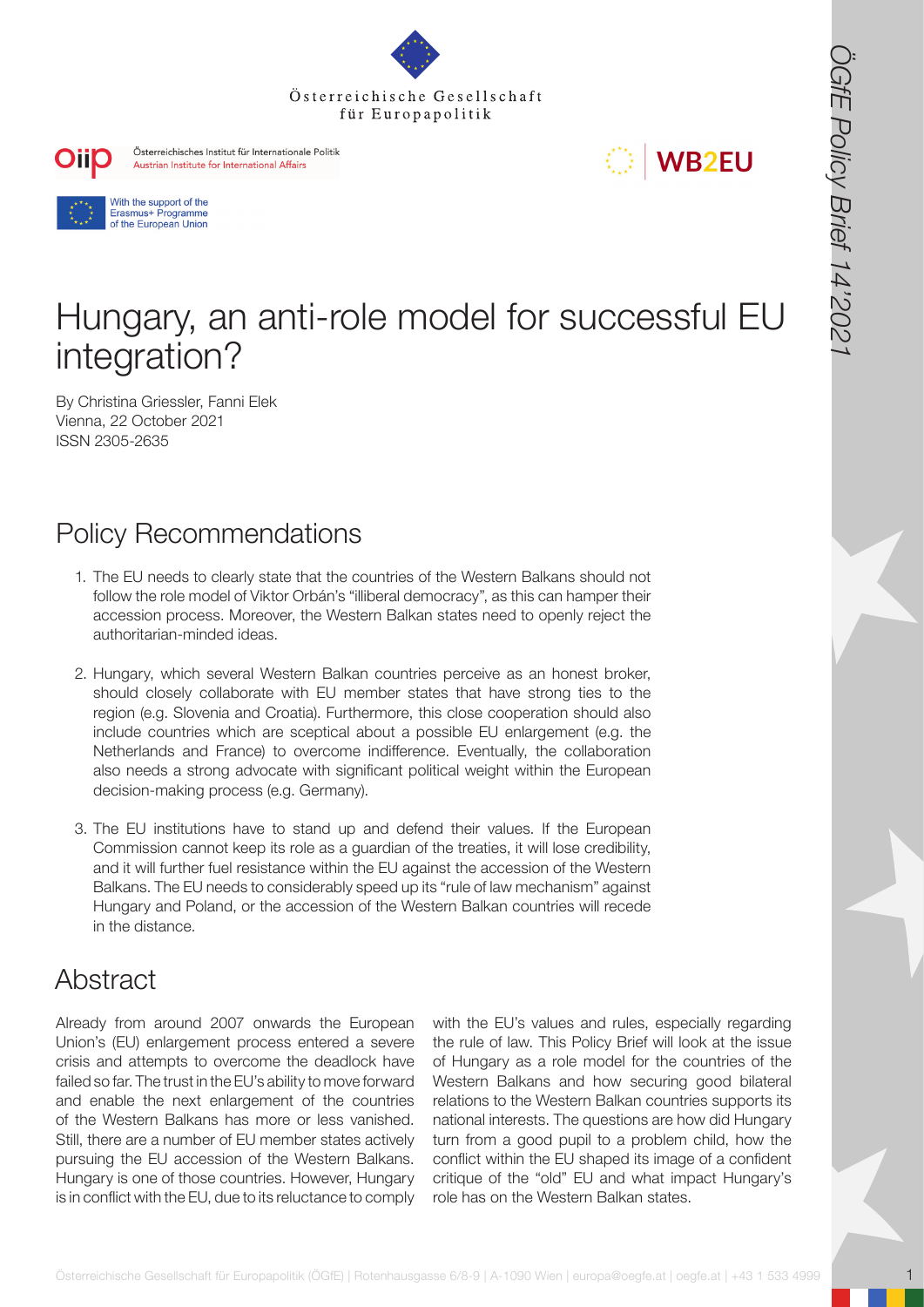# Hungary, an anti-role model for successful EU integration?

By Christina Griessler, Fanni Elek
Vienna, 22 October 2021
ISSN 2305-2635

## Policy Recommendations

1. The EU needs to clearly state that the countries of the Western Balkans should not follow the role model of Viktor Orbán's "illiberal democracy", as this can hamper their accession process. Moreover, the Western Balkan states need to openly reject the authoritarian-minded ideas.

2. Hungary, which several Western Balkan countries perceive as an honest broker, should closely collaborate with EU member states that have strong ties to the region (e.g. Slovenia and Croatia). Furthermore, this close cooperation should also include countries which are sceptical about a possible EU enlargement (e.g. the Netherlands and France) to overcome indifference. Eventually, the collaboration also needs a strong advocate with significant political weight within the European decision-making process (e.g. Germany).

3. The EU institutions have to stand up and defend their values. If the European Commission cannot keep its role as a guardian of the treaties, it will lose credibility, and it will further fuel resistance within the EU against the accession of the Western Balkans. The EU needs to considerably speed up its "rule of law mechanism" against Hungary and Poland, or the accession of the Western Balkan countries will recede in the distance.

## Abstract

Already from around 2007 onwards the European Union's (EU) enlargement process entered a severe crisis and attempts to overcome the deadlock have failed so far. The trust in the EU's ability to move forward and enable the next enlargement of the countries of the Western Balkans has more or less vanished. Still, there are a number of EU member states actively pursuing the EU accession of the Western Balkans. Hungary is one of those countries. However, Hungary is in conflict with the EU, due to its reluctance to comply with the EU's values and rules, especially regarding the rule of law. This Policy Brief will look at the issue of Hungary as a role model for the countries of the Western Balkans and how securing good bilateral relations to the Western Balkan countries supports its national interests. The questions are how did Hungary turn from a good pupil to a problem child, how the conflict within the EU shaped its image of a confident critique of the "old" EU and what impact Hungary's role has on the Western Balkan states.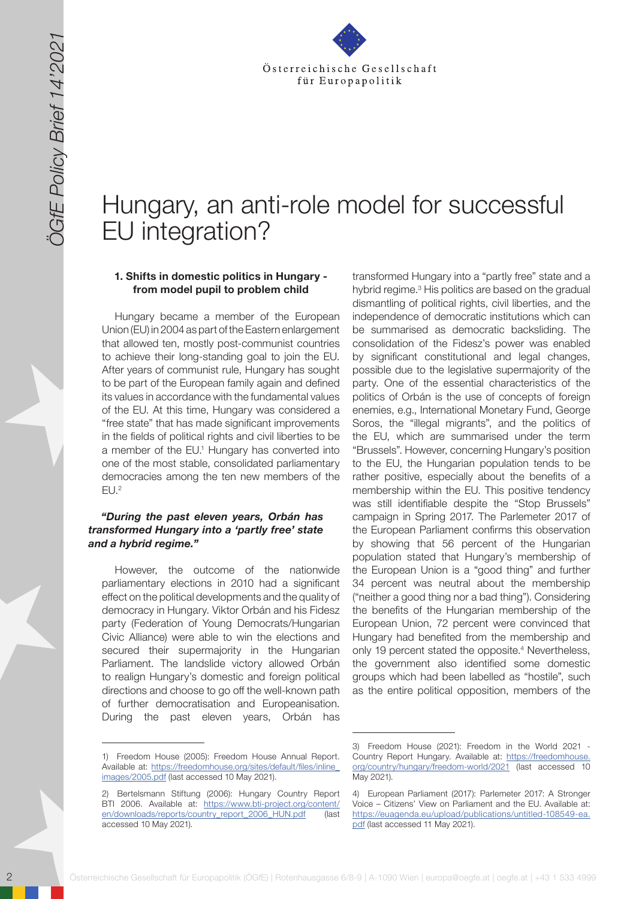# Hungary, an anti-role model for successful EU integration?

## 1. Shifts in domestic politics in Hungary - from model pupil to problem child

Hungary became a member of the European Union (EU) in 2004 as part of the Eastern enlargement that allowed ten, mostly post-communist countries to achieve their long-standing goal to join the EU. After years of communist rule, Hungary has sought to be part of the European family again and defined its values in accordance with the fundamental values of the EU. At this time, Hungary was considered a "free state" that has made significant improvements in the fields of political rights and civil liberties to be a member of the EU.[1] Hungary has converted into one of the most stable, consolidated parliamentary democracies among the ten new members of the EU.[2]

***"During the past eleven years, Orbán has transformed Hungary into a 'partly free' state and a hybrid regime."***

However, the outcome of the nationwide parliamentary elections in 2010 had a significant effect on the political developments and the quality of democracy in Hungary. Viktor Orbán and his Fidesz party (Federation of Young Democrats/Hungarian Civic Alliance) were able to win the elections and secured their supermajority in the Hungarian Parliament. The landslide victory allowed Orbán to realign Hungary's domestic and foreign political directions and choose to go off the well-known path of further democratisation and Europeanisation. During the past eleven years, Orbán has transformed Hungary into a "partly free" state and a hybrid regime.[3] His politics are based on the gradual dismantling of political rights, civil liberties, and the independence of democratic institutions which can be summarised as democratic backsliding. The consolidation of the Fidesz's power was enabled by significant constitutional and legal changes, possible due to the legislative supermajority of the party. One of the essential characteristics of the politics of Orbán is the use of concepts of foreign enemies, e.g., International Monetary Fund, George Soros, the "illegal migrants", and the politics of the EU, which are summarised under the term "Brussels". However, concerning Hungary's position to the EU, the Hungarian population tends to be rather positive, especially about the benefits of a membership within the EU. This positive tendency was still identifiable despite the "Stop Brussels" campaign in Spring 2017. The Parlemeter 2017 of the European Parliament confirms this observation by showing that 56 percent of the Hungarian population stated that Hungary's membership of the European Union is a "good thing" and further 34 percent was neutral about the membership ("neither a good thing nor a bad thing"). Considering the benefits of the Hungarian membership of the European Union, 72 percent were convinced that Hungary had benefited from the membership and only 19 percent stated the opposite.[4] Nevertheless, the government also identified some domestic groups which had been labelled as "hostile", such as the entire political opposition, members of the

---

1) Freedom House (2005): Freedom House Annual Report. Available at: https://freedomhouse.org/sites/default/files/inline_images/2005.pdf (last accessed 10 May 2021).

2) Bertelsmann Stiftung (2006): Hungary Country Report BTI 2006. Available at: https://www.bti-project.org/content/en/downloads/reports/country_report_2006_HUN.pdf (last accessed 10 May 2021).

3) Freedom House (2021): Freedom in the World 2021 - Country Report Hungary. Available at: https://freedomhouse.org/country/hungary/freedom-world/2021 (last accessed 10 May 2021).

4) European Parliament (2017): Parlemeter 2017: A Stronger Voice – Citizens' View on Parliament and the EU. Available at: https://euagenda.eu/upload/publications/untitled-108549-ea.pdf (last accessed 11 May 2021).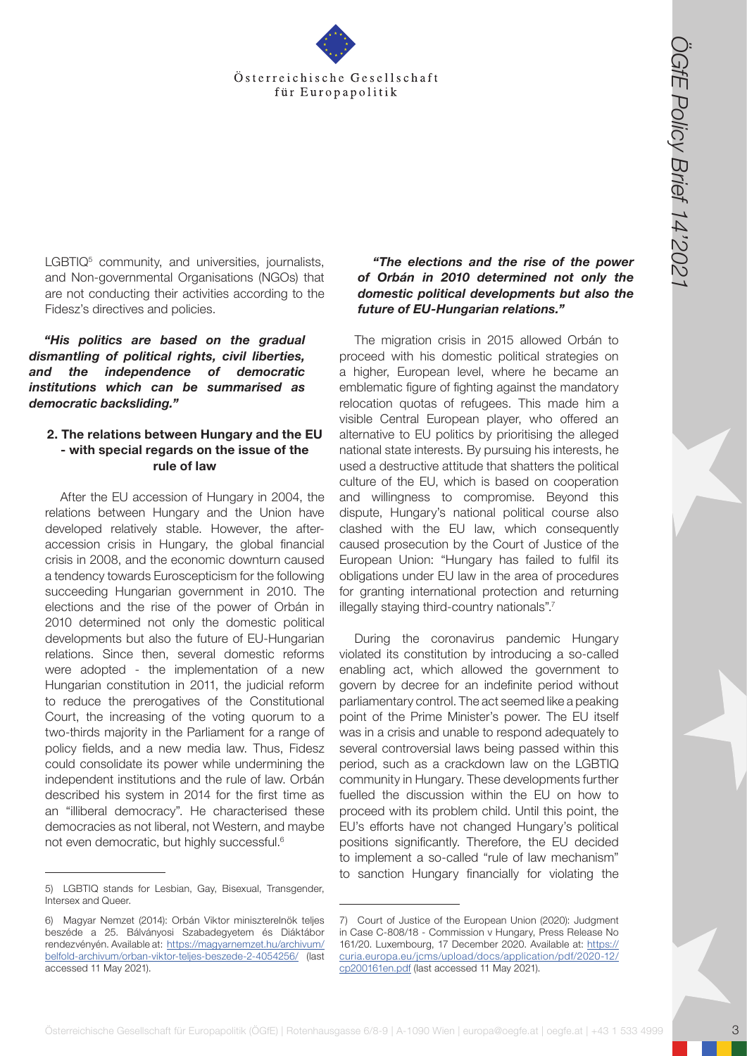LGBTIQ[5] community, and universities, journalists, and Non-governmental Organisations (NGOs) that are not conducting their activities according to the Fidesz's directives and policies.

***"His politics are based on the gradual dismantling of political rights, civil liberties, and the independence of democratic institutions which can be summarised as democratic backsliding."***

## 2. The relations between Hungary and the EU - with special regards on the issue of the rule of law

After the EU accession of Hungary in 2004, the relations between Hungary and the Union have developed relatively stable. However, the after-accession crisis in Hungary, the global financial crisis in 2008, and the economic downturn caused a tendency towards Euroscepticism for the following succeeding Hungarian government in 2010. The elections and the rise of the power of Orbán in 2010 determined not only the domestic political developments but also the future of EU-Hungarian relations. Since then, several domestic reforms were adopted - the implementation of a new Hungarian constitution in 2011, the judicial reform to reduce the prerogatives of the Constitutional Court, the increasing of the voting quorum to a two-thirds majority in the Parliament for a range of policy fields, and a new media law. Thus, Fidesz could consolidate its power while undermining the independent institutions and the rule of law. Orbán described his system in 2014 for the first time as an "illiberal democracy". He characterised these democracies as not liberal, not Western, and maybe not even democratic, but highly successful.[6]

***"The elections and the rise of the power of Orbán in 2010 determined not only the domestic political developments but also the future of EU-Hungarian relations."***

The migration crisis in 2015 allowed Orbán to proceed with his domestic political strategies on a higher, European level, where he became an emblematic figure of fighting against the mandatory relocation quotas of refugees. This made him a visible Central European player, who offered an alternative to EU politics by prioritising the alleged national state interests. By pursuing his interests, he used a destructive attitude that shatters the political culture of the EU, which is based on cooperation and willingness to compromise. Beyond this dispute, Hungary's national political course also clashed with the EU law, which consequently caused prosecution by the Court of Justice of the European Union: "Hungary has failed to fulfil its obligations under EU law in the area of procedures for granting international protection and returning illegally staying third-country nationals".[7]

During the coronavirus pandemic Hungary violated its constitution by introducing a so-called enabling act, which allowed the government to govern by decree for an indefinite period without parliamentary control. The act seemed like a peaking point of the Prime Minister's power. The EU itself was in a crisis and unable to respond adequately to several controversial laws being passed within this period, such as a crackdown law on the LGBTIQ community in Hungary. These developments further fuelled the discussion within the EU on how to proceed with its problem child. Until this point, the EU's efforts have not changed Hungary's political positions significantly. Therefore, the EU decided to implement a so-called "rule of law mechanism" to sanction Hungary financially for violating the

---

5) LGBTIQ stands for Lesbian, Gay, Bisexual, Transgender, Intersex and Queer.

6) Magyar Nemzet (2014): Orbán Viktor miniszterelnök teljes beszéde a 25. Bálványosi Szabadegyetem és Diáktábor rendezvényén. Available at: https://magyarnemzet.hu/archivum/belfold-archivum/orban-viktor-teljes-beszede-2-4054256/ (last accessed 11 May 2021).

7) Court of Justice of the European Union (2020): Judgment in Case C-808/18 - Commission v Hungary, Press Release No 161/20. Luxembourg, 17 December 2020. Available at: https://curia.europa.eu/jcms/upload/docs/application/pdf/2020-12/cp200161en.pdf (last accessed 11 May 2021).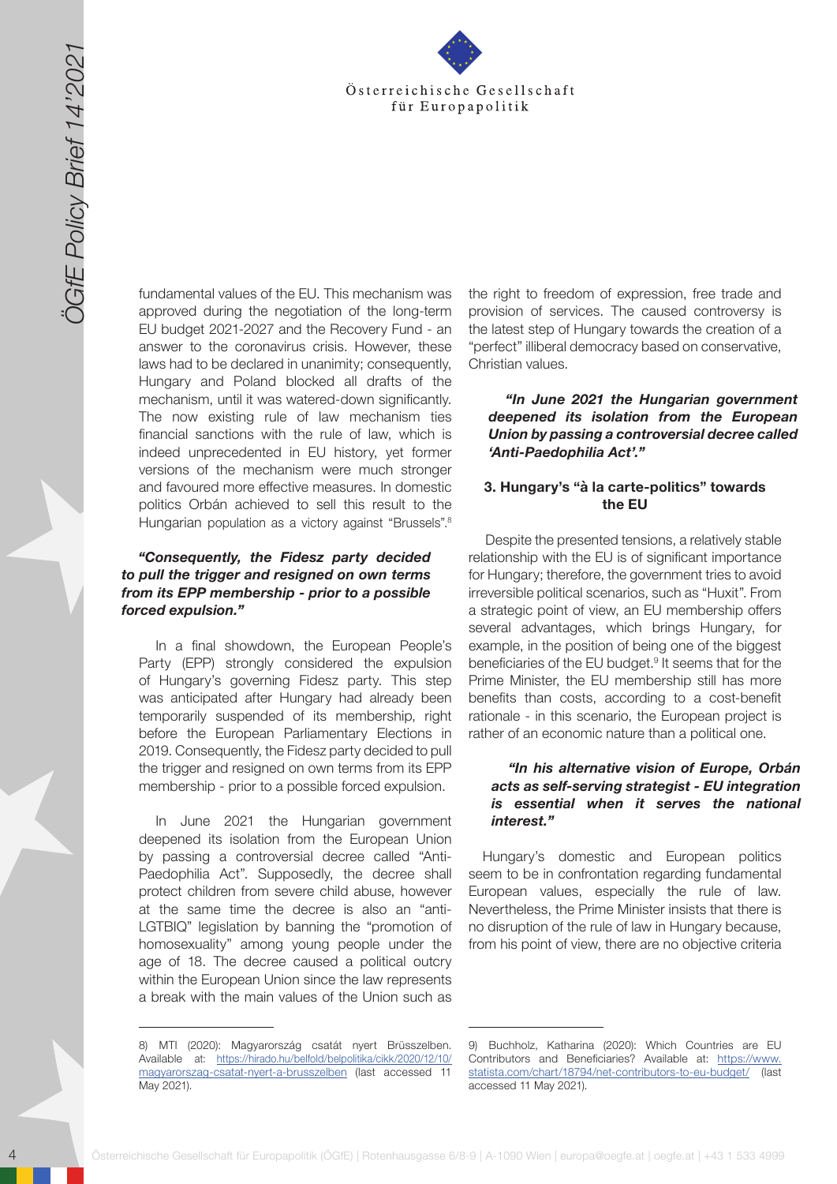fundamental values of the EU. This mechanism was approved during the negotiation of the long-term EU budget 2021-2027 and the Recovery Fund - an answer to the coronavirus crisis. However, these laws had to be declared in unanimity; consequently, Hungary and Poland blocked all drafts of the mechanism, until it was watered-down significantly. The now existing rule of law mechanism ties financial sanctions with the rule of law, which is indeed unprecedented in EU history, yet former versions of the mechanism were much stronger and favoured more effective measures. In domestic politics Orbán achieved to sell this result to the Hungarian population as a victory against "Brussels".[8]

***"Consequently, the Fidesz party decided to pull the trigger and resigned on own terms from its EPP membership - prior to a possible forced expulsion."***

In a final showdown, the European People's Party (EPP) strongly considered the expulsion of Hungary's governing Fidesz party. This step was anticipated after Hungary had already been temporarily suspended of its membership, right before the European Parliamentary Elections in 2019. Consequently, the Fidesz party decided to pull the trigger and resigned on own terms from its EPP membership - prior to a possible forced expulsion.

In June 2021 the Hungarian government deepened its isolation from the European Union by passing a controversial decree called "Anti-Paedophilia Act". Supposedly, the decree shall protect children from severe child abuse, however at the same time the decree is also an "anti-LGTBIQ" legislation by banning the "promotion of homosexuality" among young people under the age of 18. The decree caused a political outcry within the European Union since the law represents a break with the main values of the Union such as the right to freedom of expression, free trade and provision of services. The caused controversy is the latest step of Hungary towards the creation of a "perfect" illiberal democracy based on conservative, Christian values.

***"In June 2021 the Hungarian government deepened its isolation from the European Union by passing a controversial decree called 'Anti-Paedophilia Act'."***

### 3. Hungary's "à la carte-politics" towards the EU

Despite the presented tensions, a relatively stable relationship with the EU is of significant importance for Hungary; therefore, the government tries to avoid irreversible political scenarios, such as "Huxit". From a strategic point of view, an EU membership offers several advantages, which brings Hungary, for example, in the position of being one of the biggest beneficiaries of the EU budget.[9] It seems that for the Prime Minister, the EU membership still has more benefits than costs, according to a cost-benefit rationale - in this scenario, the European project is rather of an economic nature than a political one.

***"In his alternative vision of Europe, Orbán acts as self-serving strategist - EU integration is essential when it serves the national interest."***

Hungary's domestic and European politics seem to be in confrontation regarding fundamental European values, especially the rule of law. Nevertheless, the Prime Minister insists that there is no disruption of the rule of law in Hungary because, from his point of view, there are no objective criteria

---

8) MTI (2020): Magyarország csatát nyert Brüsszelben. Available at: https://hirado.hu/belfold/belpolitika/cikk/2020/12/10/magyarorszag-csatat-nyert-a-brusszelben (last accessed 11 May 2021).

9) Buchholz, Katharina (2020): Which Countries are EU Contributors and Beneficiaries? Available at: https://www.statista.com/chart/18794/net-contributors-to-eu-budget/ (last accessed 11 May 2021).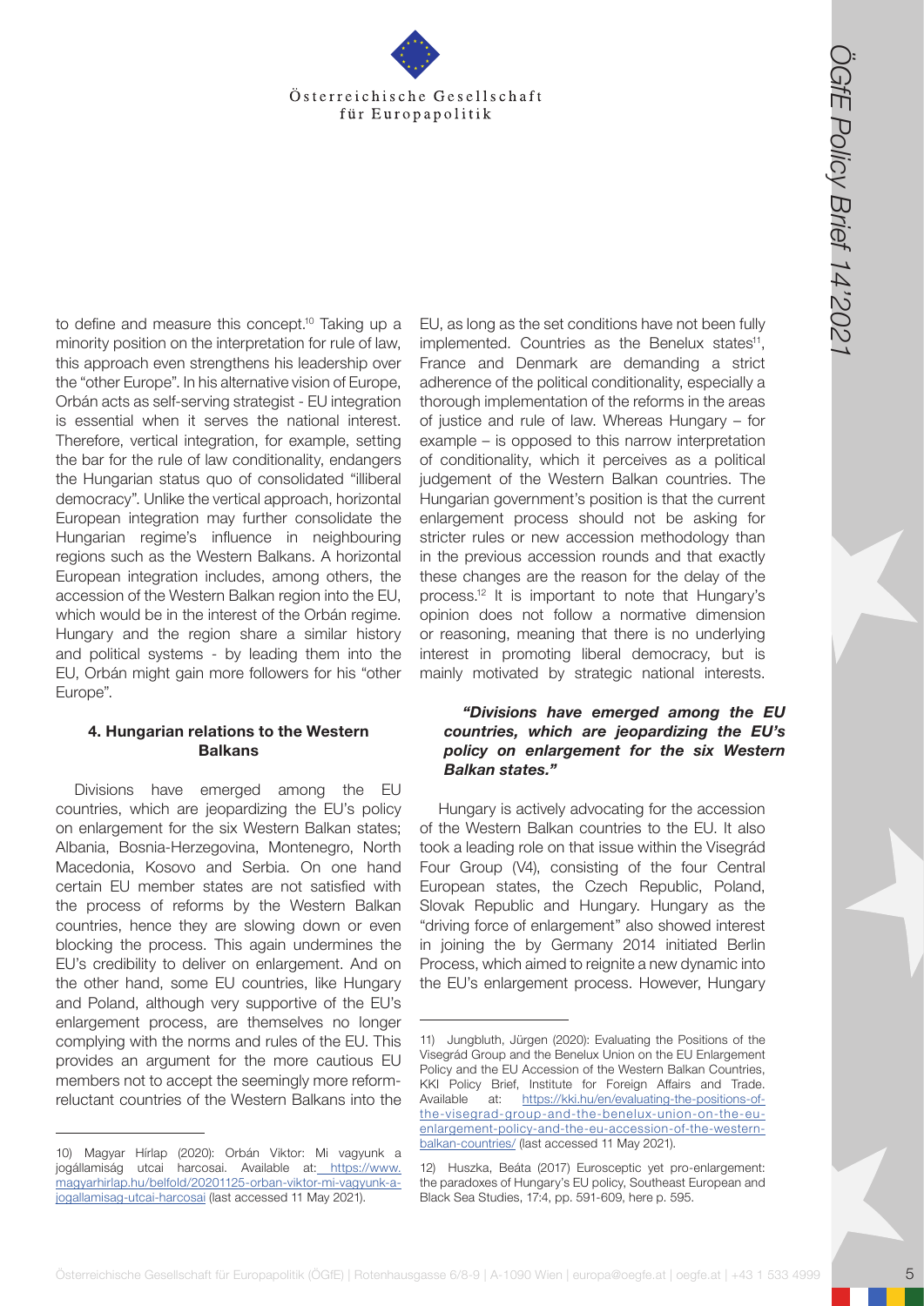to define and measure this concept.[10] Taking up a minority position on the interpretation for rule of law, this approach even strengthens his leadership over the "other Europe". In his alternative vision of Europe, Orbán acts as self-serving strategist - EU integration is essential when it serves the national interest. Therefore, vertical integration, for example, setting the bar for the rule of law conditionality, endangers the Hungarian status quo of consolidated "illiberal democracy". Unlike the vertical approach, horizontal European integration may further consolidate the Hungarian regime's influence in neighbouring regions such as the Western Balkans. A horizontal European integration includes, among others, the accession of the Western Balkan region into the EU, which would be in the interest of the Orbán regime. Hungary and the region share a similar history and political systems - by leading them into the EU, Orbán might gain more followers for his "other Europe".

#### 4. Hungarian relations to the Western Balkans

Divisions have emerged among the EU countries, which are jeopardizing the EU's policy on enlargement for the six Western Balkan states; Albania, Bosnia-Herzegovina, Montenegro, North Macedonia, Kosovo and Serbia. On one hand certain EU member states are not satisfied with the process of reforms by the Western Balkan countries, hence they are slowing down or even blocking the process. This again undermines the EU's credibility to deliver on enlargement. And on the other hand, some EU countries, like Hungary and Poland, although very supportive of the EU's enlargement process, are themselves no longer complying with the norms and rules of the EU. This provides an argument for the more cautious EU members not to accept the seemingly more reform-reluctant countries of the Western Balkans into the EU, as long as the set conditions have not been fully implemented. Countries as the Benelux states[11], France and Denmark are demanding a strict adherence of the political conditionality, especially a thorough implementation of the reforms in the areas of justice and rule of law. Whereas Hungary – for example – is opposed to this narrow interpretation of conditionality, which it perceives as a political judgement of the Western Balkan countries. The Hungarian government's position is that the current enlargement process should not be asking for stricter rules or new accession methodology than in the previous accession rounds and that exactly these changes are the reason for the delay of the process.[12] It is important to note that Hungary's opinion does not follow a normative dimension or reasoning, meaning that there is no underlying interest in promoting liberal democracy, but is mainly motivated by strategic national interests.

> ***"Divisions have emerged among the EU countries, which are jeopardizing the EU's policy on enlargement for the six Western Balkan states."***

Hungary is actively advocating for the accession of the Western Balkan countries to the EU. It also took a leading role on that issue within the Visegrád Four Group (V4), consisting of the four Central European states, the Czech Republic, Poland, Slovak Republic and Hungary. Hungary as the "driving force of enlargement" also showed interest in joining the by Germany 2014 initiated Berlin Process, which aimed to reignite a new dynamic into the EU's enlargement process. However, Hungary

---

10) Magyar Hírlap (2020): Orbán Viktor: Mi vagyunk a jogállamiság utcai harcosai. Available at: https://www.magyarhirlap.hu/belfold/20201125-orban-viktor-mi-vagyunk-a-jogallamisag-utcai-harcosai (last accessed 11 May 2021).

11) Jungbluth, Jürgen (2020): Evaluating the Positions of the Visegrád Group and the Benelux Union on the EU Enlargement Policy and the EU Accession of the Western Balkan Countries, KKI Policy Brief, Institute for Foreign Affairs and Trade. Available at: https://kki.hu/en/evaluating-the-positions-of-the-visegrad-group-and-the-benelux-union-on-the-eu-enlargement-policy-and-the-eu-accession-of-the-western-balkan-countries/ (last accessed 11 May 2021).

12) Huszka, Beáta (2017) Eurosceptic yet pro-enlargement: the paradoxes of Hungary's EU policy, Southeast European and Black Sea Studies, 17:4, pp. 591-609, here p. 595.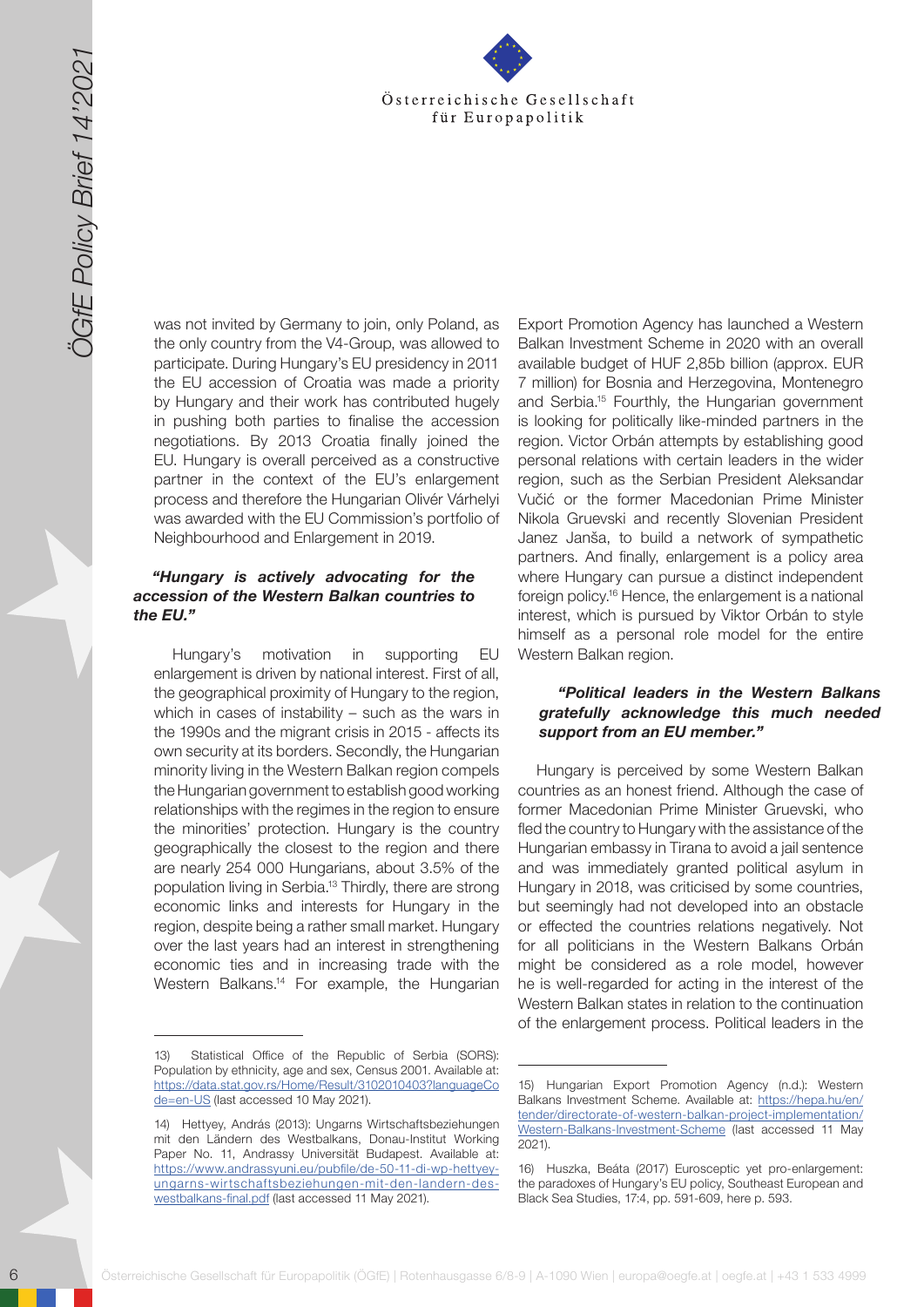was not invited by Germany to join, only Poland, as the only country from the V4-Group, was allowed to participate. During Hungary's EU presidency in 2011 the EU accession of Croatia was made a priority by Hungary and their work has contributed hugely in pushing both parties to finalise the accession negotiations. By 2013 Croatia finally joined the EU. Hungary is overall perceived as a constructive partner in the context of the EU's enlargement process and therefore the Hungarian Olivér Várhelyi was awarded with the EU Commission's portfolio of Neighbourhood and Enlargement in 2019.

***"Hungary is actively advocating for the accession of the Western Balkan countries to the EU."***

Hungary's motivation in supporting EU enlargement is driven by national interest. First of all, the geographical proximity of Hungary to the region, which in cases of instability – such as the wars in the 1990s and the migrant crisis in 2015 - affects its own security at its borders. Secondly, the Hungarian minority living in the Western Balkan region compels the Hungarian government to establish good working relationships with the regimes in the region to ensure the minorities' protection. Hungary is the country geographically the closest to the region and there are nearly 254 000 Hungarians, about 3.5% of the population living in Serbia.[13] Thirdly, there are strong economic links and interests for Hungary in the region, despite being a rather small market. Hungary over the last years had an interest in strengthening economic ties and in increasing trade with the Western Balkans.[14] For example, the Hungarian Export Promotion Agency has launched a Western Balkan Investment Scheme in 2020 with an overall available budget of HUF 2,85b billion (approx. EUR 7 million) for Bosnia and Herzegovina, Montenegro and Serbia.[15] Fourthly, the Hungarian government is looking for politically like-minded partners in the region. Victor Orbán attempts by establishing good personal relations with certain leaders in the wider region, such as the Serbian President Aleksandar Vučić or the former Macedonian Prime Minister Nikola Gruevski and recently Slovenian President Janez Janša, to build a network of sympathetic partners. And finally, enlargement is a policy area where Hungary can pursue a distinct independent foreign policy.[16] Hence, the enlargement is a national interest, which is pursued by Viktor Orbán to style himself as a personal role model for the entire Western Balkan region.

***"Political leaders in the Western Balkans gratefully acknowledge this much needed support from an EU member."***

Hungary is perceived by some Western Balkan countries as an honest friend. Although the case of former Macedonian Prime Minister Gruevski, who fled the country to Hungary with the assistance of the Hungarian embassy in Tirana to avoid a jail sentence and was immediately granted political asylum in Hungary in 2018, was criticised by some countries, but seemingly had not developed into an obstacle or effected the countries relations negatively. Not for all politicians in the Western Balkans Orbán might be considered as a role model, however he is well-regarded for acting in the interest of the Western Balkan states in relation to the continuation of the enlargement process. Political leaders in the

---

13) Statistical Office of the Republic of Serbia (SORS): Population by ethnicity, age and sex, Census 2001. Available at: https://data.stat.gov.rs/Home/Result/3102010403?languageCode=en-US (last accessed 10 May 2021).

14) Hettyey, András (2013): Ungarns Wirtschaftsbeziehungen mit den Ländern des Westbalkans, Donau-Institut Working Paper No. 11, Andrassy Universität Budapest. Available at: https://www.andrassyuni.eu/pubfile/de-50-11-di-wp-hettyey-ungarns-wirtschaftsbeziehungen-mit-den-landern-des-westbalkans-final.pdf (last accessed 11 May 2021).

15) Hungarian Export Promotion Agency (n.d.): Western Balkans Investment Scheme. Available at: https://hepa.hu/en/tender/directorate-of-western-balkan-project-implementation/Western-Balkans-Investment-Scheme (last accessed 11 May 2021).

16) Huszka, Beáta (2017) Eurosceptic yet pro-enlargement: the paradoxes of Hungary's EU policy, Southeast European and Black Sea Studies, 17:4, pp. 591-609, here p. 593.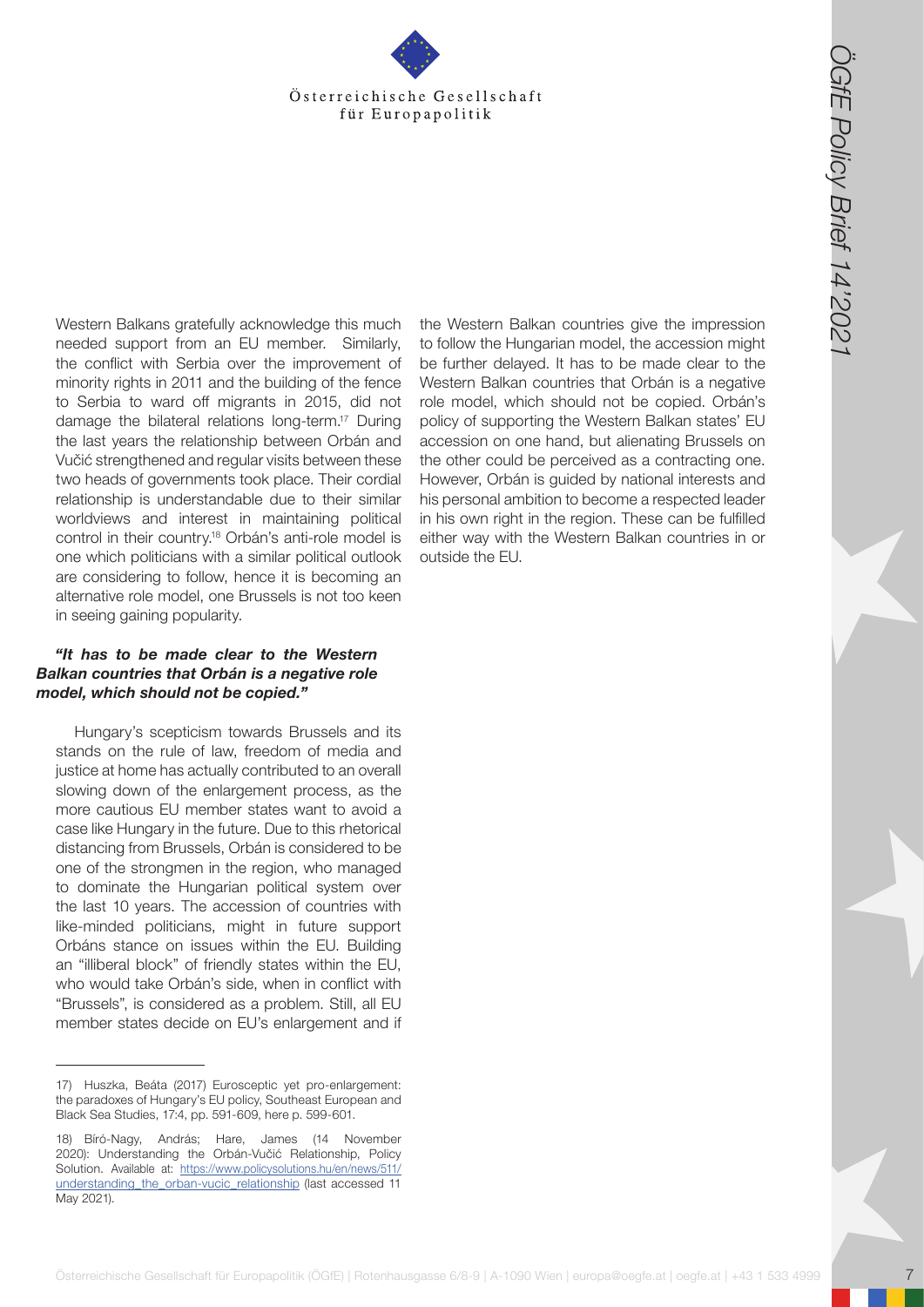Western Balkans gratefully acknowledge this much needed support from an EU member. Similarly, the conflict with Serbia over the improvement of minority rights in 2011 and the building of the fence to Serbia to ward off migrants in 2015, did not damage the bilateral relations long-term.[17] During the last years the relationship between Orbán and Vučić strengthened and regular visits between these two heads of governments took place. Their cordial relationship is understandable due to their similar worldviews and interest in maintaining political control in their country.[18] Orbán's anti-role model is one which politicians with a similar political outlook are considering to follow, hence it is becoming an alternative role model, one Brussels is not too keen in seeing gaining popularity.

***"It has to be made clear to the Western Balkan countries that Orbán is a negative role model, which should not be copied."***

Hungary's scepticism towards Brussels and its stands on the rule of law, freedom of media and justice at home has actually contributed to an overall slowing down of the enlargement process, as the more cautious EU member states want to avoid a case like Hungary in the future. Due to this rhetorical distancing from Brussels, Orbán is considered to be one of the strongmen in the region, who managed to dominate the Hungarian political system over the last 10 years. The accession of countries with like-minded politicians, might in future support Orbáns stance on issues within the EU. Building an "illiberal block" of friendly states within the EU, who would take Orbán's side, when in conflict with "Brussels", is considered as a problem. Still, all EU member states decide on EU's enlargement and if the Western Balkan countries give the impression to follow the Hungarian model, the accession might be further delayed. It has to be made clear to the Western Balkan countries that Orbán is a negative role model, which should not be copied. Orbán's policy of supporting the Western Balkan states' EU accession on one hand, but alienating Brussels on the other could be perceived as a contracting one. However, Orbán is guided by national interests and his personal ambition to become a respected leader in his own right in the region. These can be fulfilled either way with the Western Balkan countries in or outside the EU.

---

17) Huszka, Beáta (2017) Eurosceptic yet pro-enlargement: the paradoxes of Hungary's EU policy, Southeast European and Black Sea Studies, 17:4, pp. 591-609, here p. 599-601.

18) Bíró-Nagy, András; Hare, James (14 November 2020): Understanding the Orbán-Vučić Relationship, Policy Solution. Available at: https://www.policysolutions.hu/en/news/511/understanding_the_orban-vucic_relationship (last accessed 11 May 2021).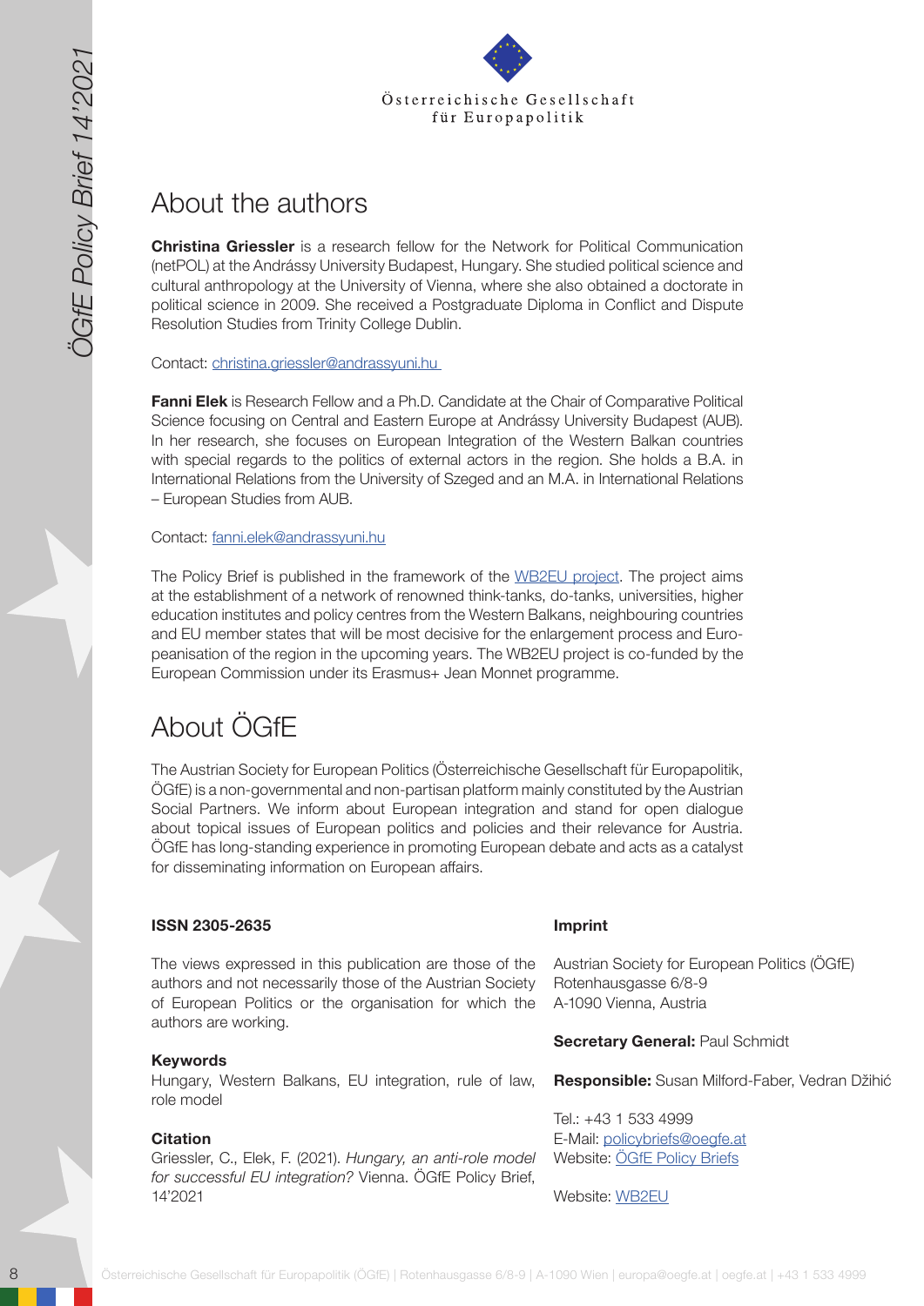Österreichische Gesellschaft für Europapolitik

## About the authors

**Christina Griessler** is a research fellow for the Network for Political Communication (netPOL) at the Andrássy University Budapest, Hungary. She studied political science and cultural anthropology at the University of Vienna, where she also obtained a doctorate in political science in 2009. She received a Postgraduate Diploma in Conflict and Dispute Resolution Studies from Trinity College Dublin.

Contact: christina.griessler@andrassyuni.hu

**Fanni Elek** is Research Fellow and a Ph.D. Candidate at the Chair of Comparative Political Science focusing on Central and Eastern Europe at Andrássy University Budapest (AUB). In her research, she focuses on European Integration of the Western Balkan countries with special regards to the politics of external actors in the region. She holds a B.A. in International Relations from the University of Szeged and an M.A. in International Relations – European Studies from AUB.

Contact: fanni.elek@andrassyuni.hu

The Policy Brief is published in the framework of the WB2EU project. The project aims at the establishment of a network of renowned think-tanks, do-tanks, universities, higher education institutes and policy centres from the Western Balkans, neighbouring countries and EU member states that will be most decisive for the enlargement process and Europeanisation of the region in the upcoming years. The WB2EU project is co-funded by the European Commission under its Erasmus+ Jean Monnet programme.

## About ÖGfE

The Austrian Society for European Politics (Österreichische Gesellschaft für Europapolitik, ÖGfE) is a non-governmental and non-partisan platform mainly constituted by the Austrian Social Partners. We inform about European integration and stand for open dialogue about topical issues of European politics and policies and their relevance for Austria. ÖGfE has long-standing experience in promoting European debate and acts as a catalyst for disseminating information on European affairs.

**ISSN 2305-2635**

The views expressed in this publication are those of the authors and not necessarily those of the Austrian Society of European Politics or the organisation for which the authors are working.

**Keywords**
Hungary, Western Balkans, EU integration, rule of law, role model

**Citation**
Griessler, C., Elek, F. (2021). *Hungary, an anti-role model for successful EU integration?* Vienna. ÖGfE Policy Brief, 14'2021

**Imprint**

Austrian Society for European Politics (ÖGfE)
Rotenhausgasse 6/8-9
A-1090 Vienna, Austria

**Secretary General:** Paul Schmidt

**Responsible:** Susan Milford-Faber, Vedran Džihić

Tel.: +43 1 533 4999
E-Mail: policybriefs@oegfe.at
Website: ÖGfE Policy Briefs

Website: WB2EU